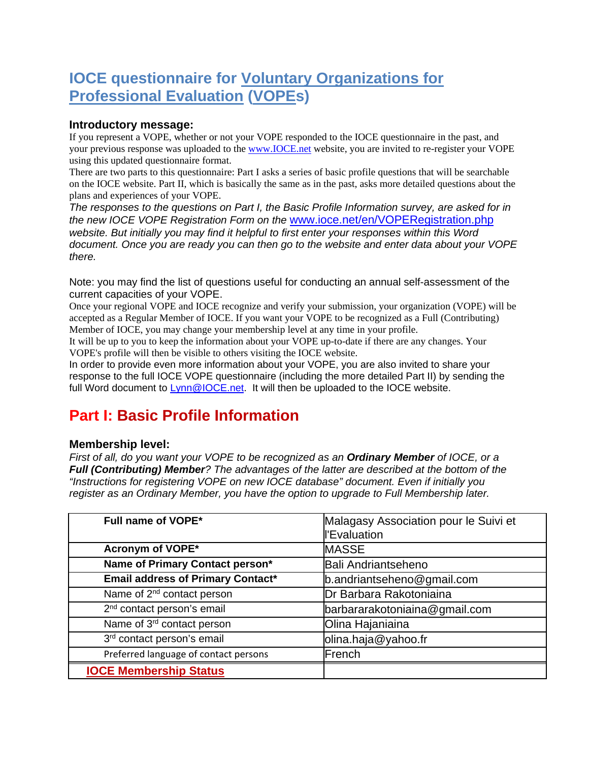# IOCE questionnaire for Voluntary Organizations for Professional Evaluation (VOPEs)

### Introductory message:

If you represent a VOPE, whether or not your VOPE responded to the IOCE questionnaire in the past, and your previous response was uploaded to the www.IOCE.net website, you are invited to re-register your VOPE using this updated questionnaire format.

There are two parts to this questionnaire: Part I asks a series of basic profile questions that will be searchable on the IOCE website. Part II, which is basically the same as in the past, asks more detailed questions about the plans and experiences of your VOPE.

*The responses to the questions on Part I, the Basic Profile Information survey, are asked for in the new IOCE VOPE Registration Form on the www.ioce.net/en/VOPERegistration.php website. But initially you may find it helpful to first enter your responses within this Word document. Once you are ready you can then go to the website and enter data about your VOPE there.*

Note: you may find the list of questions useful for conducting an annual self-assessment of the current capacities of your VOPE.

Once your regional VOPE and IOCE recognize and verify your submission, your organization (VOPE) will be accepted as a Regular Member of IOCE. If you want your VOPE to be recognized as a Full (Contributing) Member of IOCE, you may change your membership level at any time in your profile.

It will be up to you to keep the information about your VOPE up-to-date if there are any changes. Your VOPE's profile will then be visible to others visiting the IOCE website.

In order to provide even more information about your VOPE, you are also invited to share your response to the full IOCE VOPE questionnaire (including the more detailed Part II) by sending the full Word document to Lynn@IOCE.net. It will then be uploaded to the IOCE website.

## Part I: Basic Profile Information

### Membership level:

*First of all, do you want your VOPE to be recognized as an **Ordinary Member** of IOCE, or a **Full (Contributing) Member**? The advantages of the latter are described at the bottom of the "Instructions for registering VOPE on new IOCE database" document. Even if initially you register as an Ordinary Member, you have the option to upgrade to Full Membership later.*

| | |
|---|---|
| **Full name of VOPE*** | Malagasy Association pour le Suivi et l'Evaluation |
| **Acronym of VOPE*** | MASSE |
| **Name of Primary Contact person*** | Bali Andriantseheno |
| **Email address of Primary Contact*** | b.andriantseheno@gmail.com |
| Name of 2nd contact person | Dr Barbara Rakotoniaina |
| 2nd contact person's email | barbararakotoniaina@gmail.com |
| Name of 3rd contact person | Olina Hajaniaina |
| 3rd contact person's email | olina.haja@yahoo.fr |
| Preferred language of contact persons | French |
| **IOCE Membership Status** | |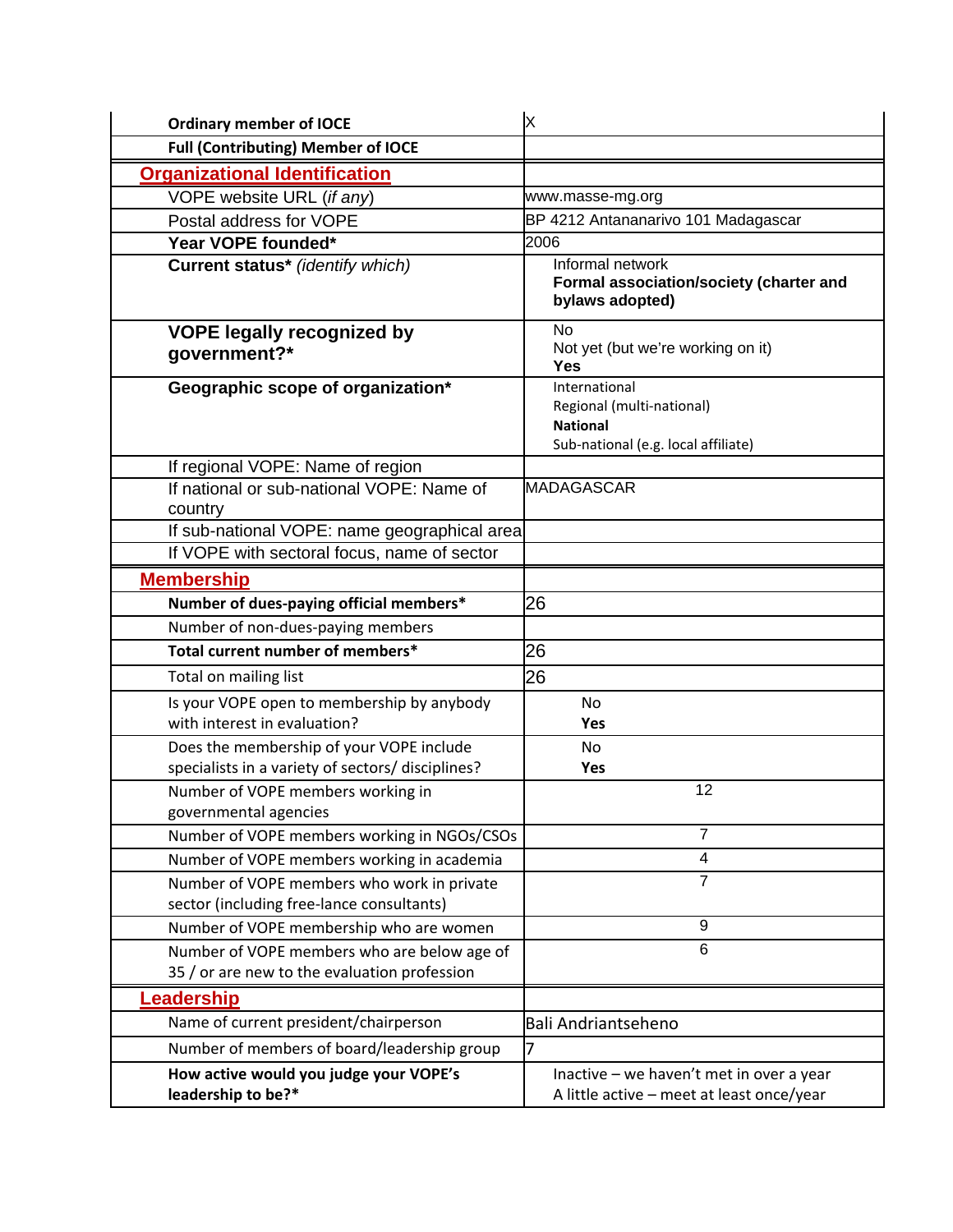| | |
|---|---|
| **Ordinary member of IOCE** | X |
| **Full (Contributing) Member of IOCE** | |
| **Organizational Identification** | |
| VOPE website URL (*if any*) | www.masse-mg.org |
| Postal address for VOPE | BP 4212 Antananarivo 101 Madagascar |
| **Year VOPE founded*** | 2006 |
| **Current status*** *(identify which)* | Informal network<br>**Formal association/society (charter and bylaws adopted)** |
| **VOPE legally recognized by government?*** | No<br>Not yet (but we're working on it)<br>**Yes** |
| **Geographic scope of organization*** | International<br>Regional (multi-national)<br>**National**<br>Sub-national (e.g. local affiliate) |
| If regional VOPE: Name of region | |
| If national or sub-national VOPE: Name of country | MADAGASCAR |
| If sub-national VOPE: name geographical area | |
| If VOPE with sectoral focus, name of sector | |
| **Membership** | |
| **Number of dues-paying official members*** | 26 |
| Number of non-dues-paying members | |
| **Total current number of members*** | 26 |
| Total on mailing list | 26 |
| Is your VOPE open to membership by anybody with interest in evaluation? | No<br>**Yes** |
| Does the membership of your VOPE include specialists in a variety of sectors/ disciplines? | No<br>**Yes** |
| Number of VOPE members working in governmental agencies | 12 |
| Number of VOPE members working in NGOs/CSOs | 7 |
| Number of VOPE members working in academia | 4 |
| Number of VOPE members who work in private sector (including free-lance consultants) | 7 |
| Number of VOPE membership who are women | 9 |
| Number of VOPE members who are below age of 35 / or are new to the evaluation profession | 6 |
| **Leadership** | |
| Name of current president/chairperson | Bali Andriantseheno |
| Number of members of board/leadership group | 7 |
| **How active would you judge your VOPE's leadership to be?*** | Inactive – we haven't met in over a year<br>A little active – meet at least once/year |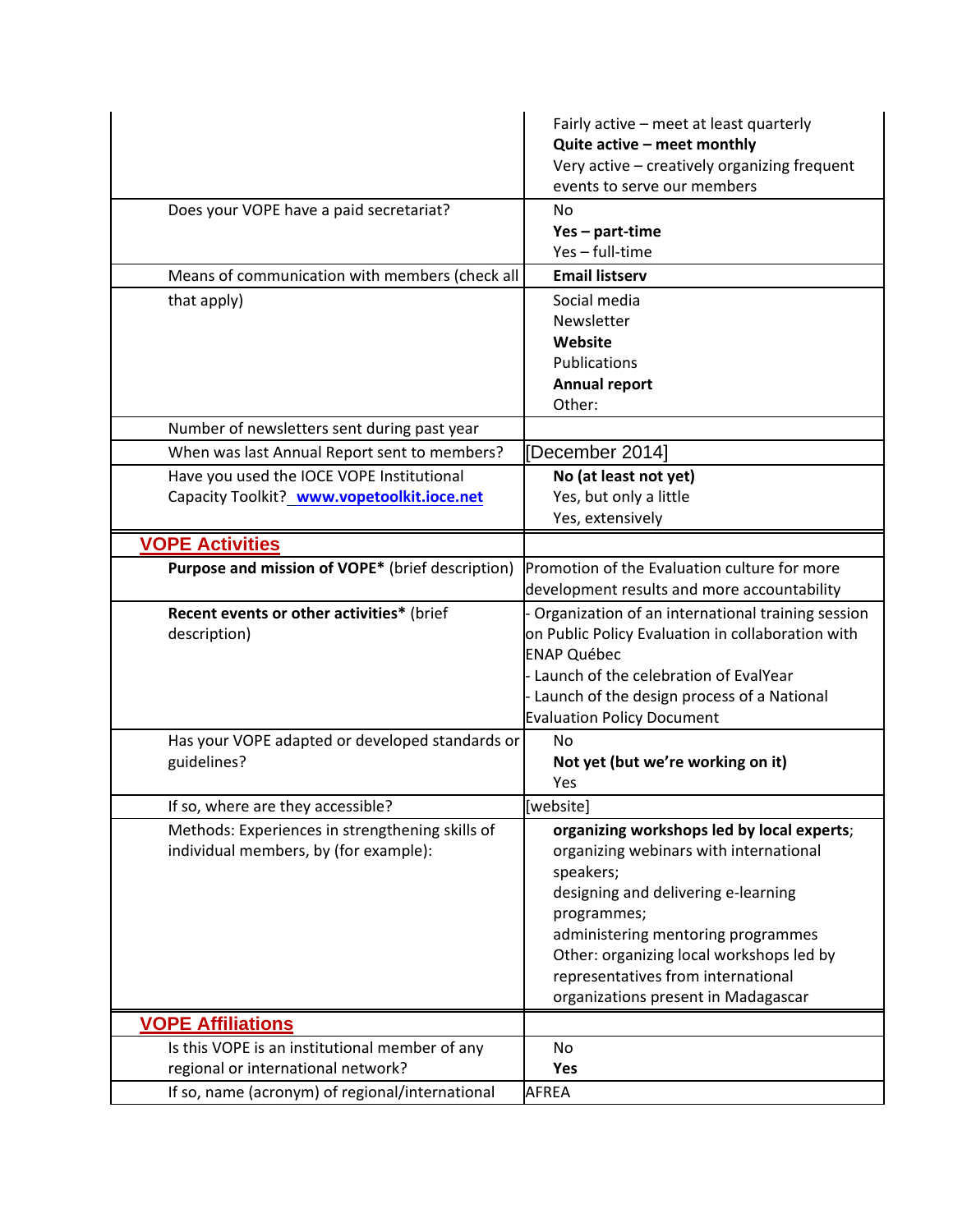| | |
|---|---|
| | Fairly active – meet at least quarterly<br>**Quite active – meet monthly**<br>Very active – creatively organizing frequent events to serve our members |
| Does your VOPE have a paid secretariat? | No<br>**Yes – part-time**<br>Yes – full-time |
| Means of communication with members (check all that apply) | **Email listserv**<br>Social media<br>Newsletter<br>**Website**<br>Publications<br>**Annual report**<br>Other: |
| Number of newsletters sent during past year | |
| When was last Annual Report sent to members? | [December 2014] |
| Have you used the IOCE VOPE Institutional Capacity Toolkit? www.vopetoolkit.ioce.net | **No (at least not yet)**<br>Yes, but only a little<br>Yes, extensively |
| **VOPE Activities** | |
| **Purpose and mission of VOPE*** (brief description) | Promotion of the Evaluation culture for more development results and more accountability |
| **Recent events or other activities*** (brief description) | - Organization of an international training session on Public Policy Evaluation in collaboration with ENAP Québec<br>- Launch of the celebration of EvalYear<br>- Launch of the design process of a National Evaluation Policy Document |
| Has your VOPE adapted or developed standards or guidelines? | No<br>**Not yet (but we're working on it)**<br>Yes |
| If so, where are they accessible? | [website] |
| Methods: Experiences in strengthening skills of individual members, by (for example): | **organizing workshops led by local experts**;<br>organizing webinars with international speakers;<br>designing and delivering e-learning programmes;<br>administering mentoring programmes<br>Other: organizing local workshops led by representatives from international organizations present in Madagascar |
| **VOPE Affiliations** | |
| Is this VOPE is an institutional member of any regional or international network? | No<br>**Yes** |
| If so, name (acronym) of regional/international | AFREA |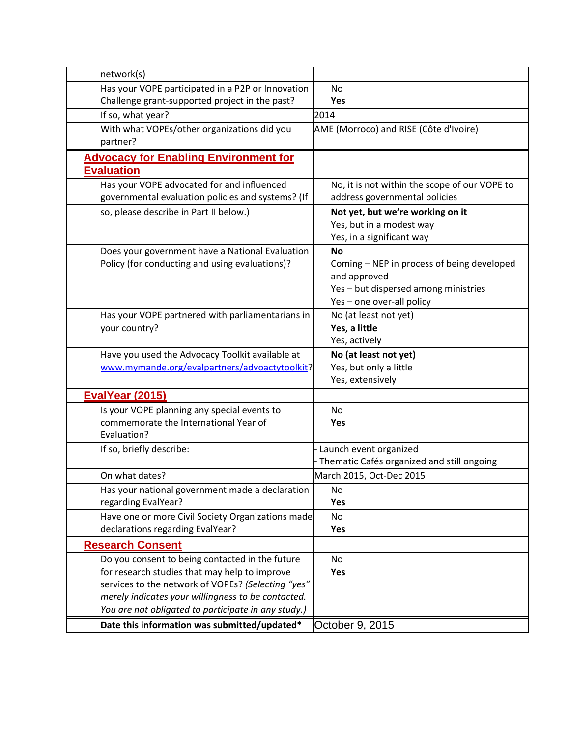| | |
|---|---|
| network(s) | |
| Has your VOPE participated in a P2P or Innovation Challenge grant-supported project in the past? | No<br>**Yes** |
| If so, what year? | 2014 |
| With what VOPEs/other organizations did you partner? | AME (Morroco) and RISE (Côte d'Ivoire) |
| **Advocacy for Enabling Environment for Evaluation** | |
| Has your VOPE advocated for and influenced governmental evaluation policies and systems? (If so, please describe in Part II below.) | No, it is not within the scope of our VOPE to address governmental policies<br>**Not yet, but we're working on it**<br>Yes, but in a modest way<br>Yes, in a significant way |
| Does your government have a National Evaluation Policy (for conducting and using evaluations)? | **No**<br>Coming – NEP in process of being developed and approved<br>Yes – but dispersed among ministries<br>Yes – one over-all policy |
| Has your VOPE partnered with parliamentarians in your country? | No (at least not yet)<br>**Yes, a little**<br>Yes, actively |
| Have you used the Advocacy Toolkit available at www.mymande.org/evalpartners/advoactytoolkit? | **No (at least not yet)**<br>Yes, but only a little<br>Yes, extensively |
| **EvalYear (2015)** | |
| Is your VOPE planning any special events to commemorate the International Year of Evaluation? | No<br>**Yes** |
| If so, briefly describe: | - Launch event organized<br>- Thematic Cafés organized and still ongoing |
| On what dates? | March 2015, Oct-Dec 2015 |
| Has your national government made a declaration regarding EvalYear? | No<br>**Yes** |
| Have one or more Civil Society Organizations made declarations regarding EvalYear? | No<br>**Yes** |
| **Research Consent** | |
| Do you consent to being contacted in the future for research studies that may help to improve services to the network of VOPEs? *(Selecting "yes" merely indicates your willingness to be contacted. You are not obligated to participate in any study.)* | No<br>**Yes** |
| **Date this information was submitted/updated*** | October 9, 2015 |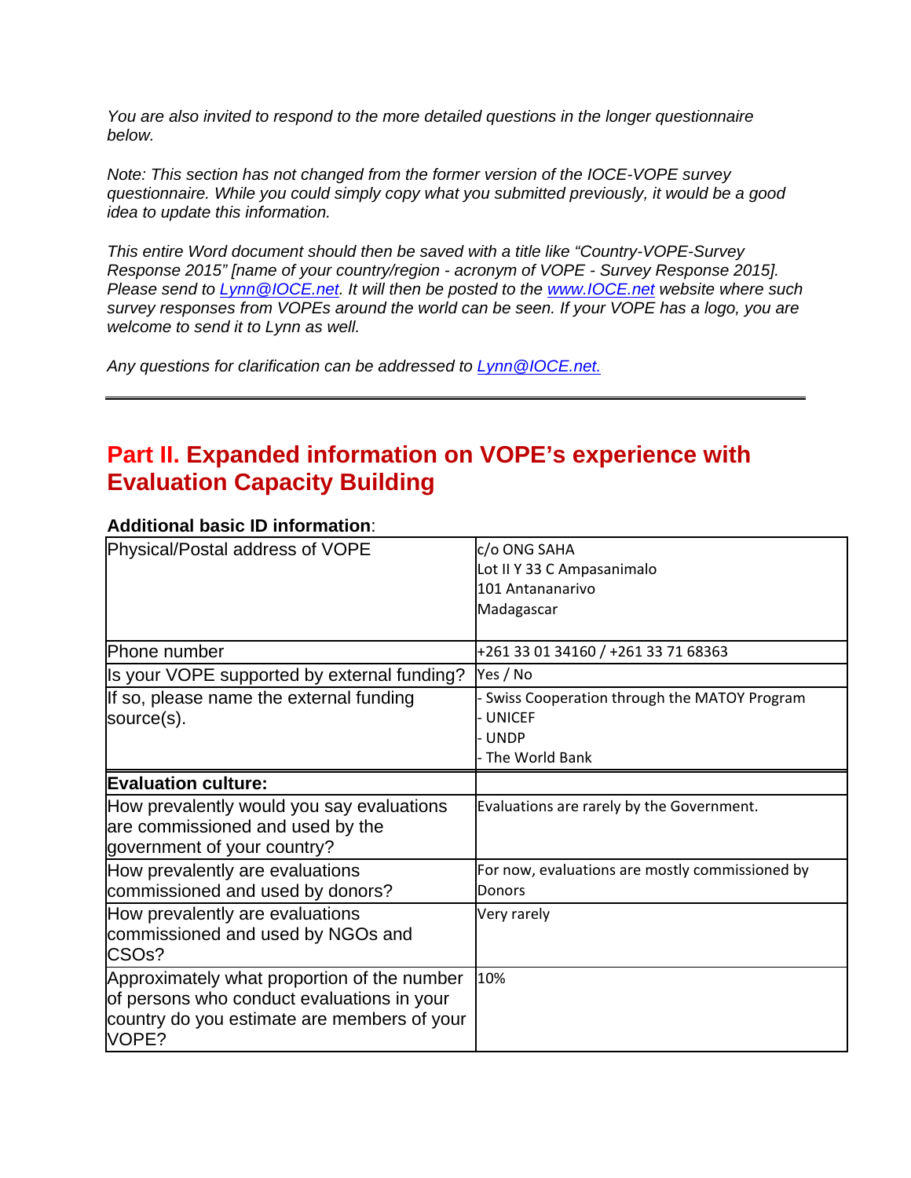*You are also invited to respond to the more detailed questions in the longer questionnaire below.*

*Note: This section has not changed from the former version of the IOCE-VOPE survey questionnaire. While you could simply copy what you submitted previously, it would be a good idea to update this information.*

*This entire Word document should then be saved with a title like "Country-VOPE-Survey Response 2015" [name of your country/region - acronym of VOPE - Survey Response 2015]. Please send to [Lynn@IOCE.net](mailto:Lynn@IOCE.net). It will then be posted to the [www.IOCE.net](http://www.IOCE.net) website where such survey responses from VOPEs around the world can be seen. If your VOPE has a logo, you are welcome to send it to Lynn as well.*

*Any questions for clarification can be addressed to [Lynn@IOCE.net.](mailto:Lynn@IOCE.net)*

---

## Part II. Expanded information on VOPE's experience with Evaluation Capacity Building

**Additional basic ID information**:

| | |
|---|---|
| Physical/Postal address of VOPE | c/o ONG SAHA<br>Lot II Y 33 C Ampasanimalo<br>101 Antananarivo<br>Madagascar |
| Phone number | +261 33 01 34160 / +261 33 71 68363 |
| Is your VOPE supported by external funding? | Yes / No |
| If so, please name the external funding source(s). | - Swiss Cooperation through the MATOY Program<br>- UNICEF<br>- UNDP<br>- The World Bank |
| **Evaluation culture:** | |
| How prevalently would you say evaluations are commissioned and used by the government of your country? | Evaluations are rarely by the Government. |
| How prevalently are evaluations commissioned and used by donors? | For now, evaluations are mostly commissioned by Donors |
| How prevalently are evaluations commissioned and used by NGOs and CSOs? | Very rarely |
| Approximately what proportion of the number of persons who conduct evaluations in your country do you estimate are members of your VOPE? | 10% |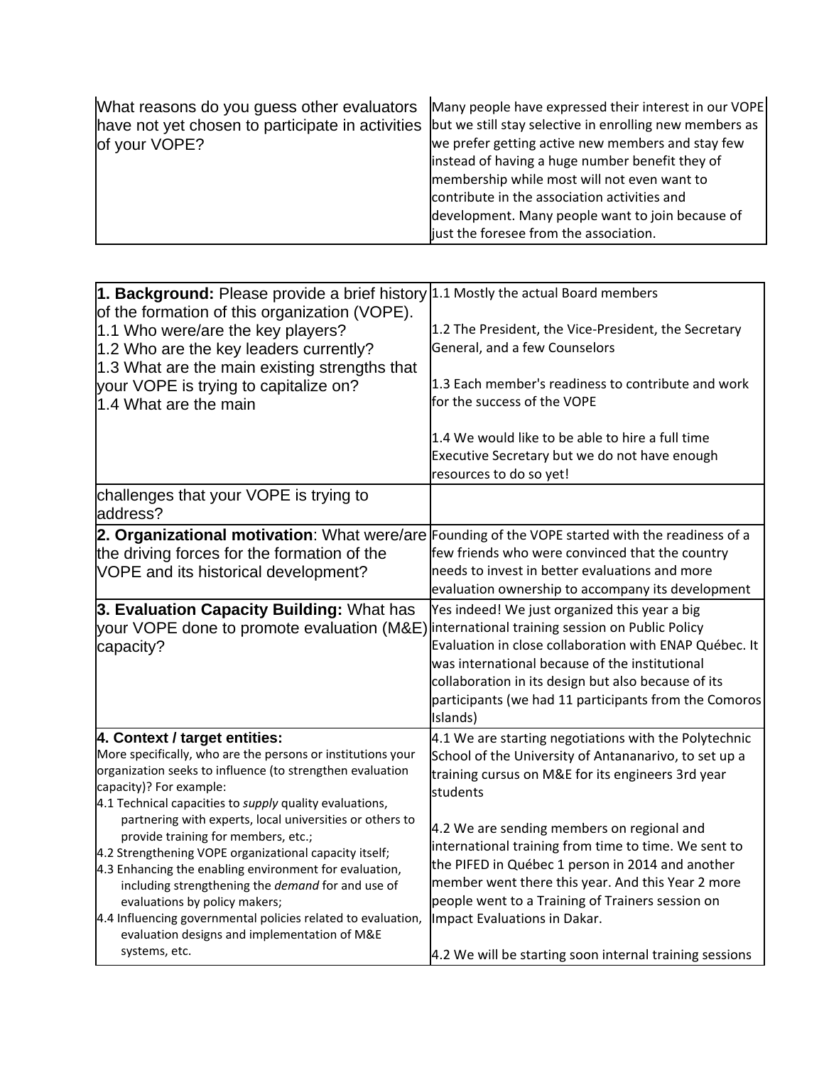| What reasons do you guess other evaluators have not yet chosen to participate in activities of your VOPE? | Many people have expressed their interest in our VOPE but we still stay selective in enrolling new members as we prefer getting active new members and stay few instead of having a huge number benefit they of membership while most will not even want to contribute in the association activities and development. Many people want to join because of just the foresee from the association. |
|---|---|

| | |
|---|---|
| **1. Background:** Please provide a brief history of the formation of this organization (VOPE).<br>1.1 Who were/are the key players?<br>1.2 Who are the key leaders currently?<br>1.3 What are the main existing strengths that your VOPE is trying to capitalize on?<br>1.4 What are the main | 1.1 Mostly the actual Board members<br><br>1.2 The President, the Vice-President, the Secretary General, and a few Counselors<br><br>1.3 Each member's readiness to contribute and work for the success of the VOPE<br><br>1.4 We would like to be able to hire a full time Executive Secretary but we do not have enough resources to do so yet! |
| challenges that your VOPE is trying to address? | |
| **2. Organizational motivation**: What were/are the driving forces for the formation of the VOPE and its historical development? | Founding of the VOPE started with the readiness of a few friends who were convinced that the country needs to invest in better evaluations and more evaluation ownership to accompany its development |
| **3. Evaluation Capacity Building:** What has your VOPE done to promote evaluation (M&E) capacity? | Yes indeed! We just organized this year a big international training session on Public Policy Evaluation in close collaboration with ENAP Québec. It was international because of the institutional collaboration in its design but also because of its participants (we had 11 participants from the Comoros Islands) |
| **4. Context / target entities:**<br>More specifically, who are the persons or institutions your organization seeks to influence (to strengthen evaluation capacity)? For example:<br>4.1 Technical capacities to *supply* quality evaluations, partnering with experts, local universities or others to provide training for members, etc.;<br>4.2 Strengthening VOPE organizational capacity itself;<br>4.3 Enhancing the enabling environment for evaluation, including strengthening the *demand* for and use of evaluations by policy makers;<br>4.4 Influencing governmental policies related to evaluation, evaluation designs and implementation of M&E systems, etc. | 4.1 We are starting negotiations with the Polytechnic School of the University of Antananarivo, to set up a training cursus on M&E for its engineers 3rd year students<br><br>4.2 We are sending members on regional and international training from time to time. We sent to the PIFED in Québec 1 person in 2014 and another member went there this year. And this Year 2 more people went to a Training of Trainers session on Impact Evaluations in Dakar.<br><br>4.2 We will be starting soon internal training sessions |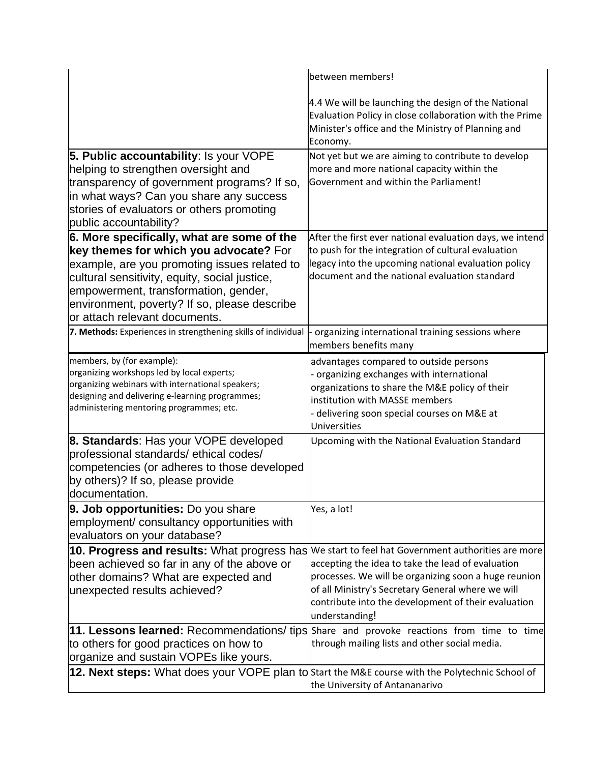| | |
|---|---|
| | between members!<br><br>4.4 We will be launching the design of the National Evaluation Policy in close collaboration with the Prime Minister's office and the Ministry of Planning and Economy. |
| **5. Public accountability**: Is your VOPE helping to strengthen oversight and transparency of government programs? If so, in what ways? Can you share any success stories of evaluators or others promoting public accountability? | Not yet but we are aiming to contribute to develop more and more national capacity within the Government and within the Parliament! |
| **6. More specifically, what are some of the key themes for which you advocate?** For example, are you promoting issues related to cultural sensitivity, equity, social justice, empowerment, transformation, gender, environment, poverty? If so, please describe or attach relevant documents. | After the first ever national evaluation days, we intend to push for the integration of cultural evaluation legacy into the upcoming national evaluation policy document and the national evaluation standard |
| **7. Methods:** Experiences in strengthening skills of individual members, by (for example):<br>organizing workshops led by local experts;<br>organizing webinars with international speakers;<br>designing and delivering e-learning programmes;<br>administering mentoring programmes; etc. | - organizing international training sessions where members benefits many advantages compared to outside persons<br>- organizing exchanges with international organizations to share the M&E policy of their institution with MASSE members<br>- delivering soon special courses on M&E at Universities |
| **8. Standards**: Has your VOPE developed professional standards/ ethical codes/ competencies (or adheres to those developed by others)? If so, please provide documentation. | Upcoming with the National Evaluation Standard |
| **9. Job opportunities:** Do you share employment/ consultancy opportunities with evaluators on your database? | Yes, a lot! |
| **10. Progress and results:** What progress has been achieved so far in any of the above or other domains? What are expected and unexpected results achieved? | We start to feel hat Government authorities are more accepting the idea to take the lead of evaluation processes. We will be organizing soon a huge reunion of all Ministry's Secretary General where we will contribute into the development of their evaluation understanding! |
| **11. Lessons learned:** Recommendations/ tips to others for good practices on how to organize and sustain VOPEs like yours. | Share and provoke reactions from time to time through mailing lists and other social media. |
| **12. Next steps:** What does your VOPE plan to | Start the M&E course with the Polytechnic School of the University of Antananarivo |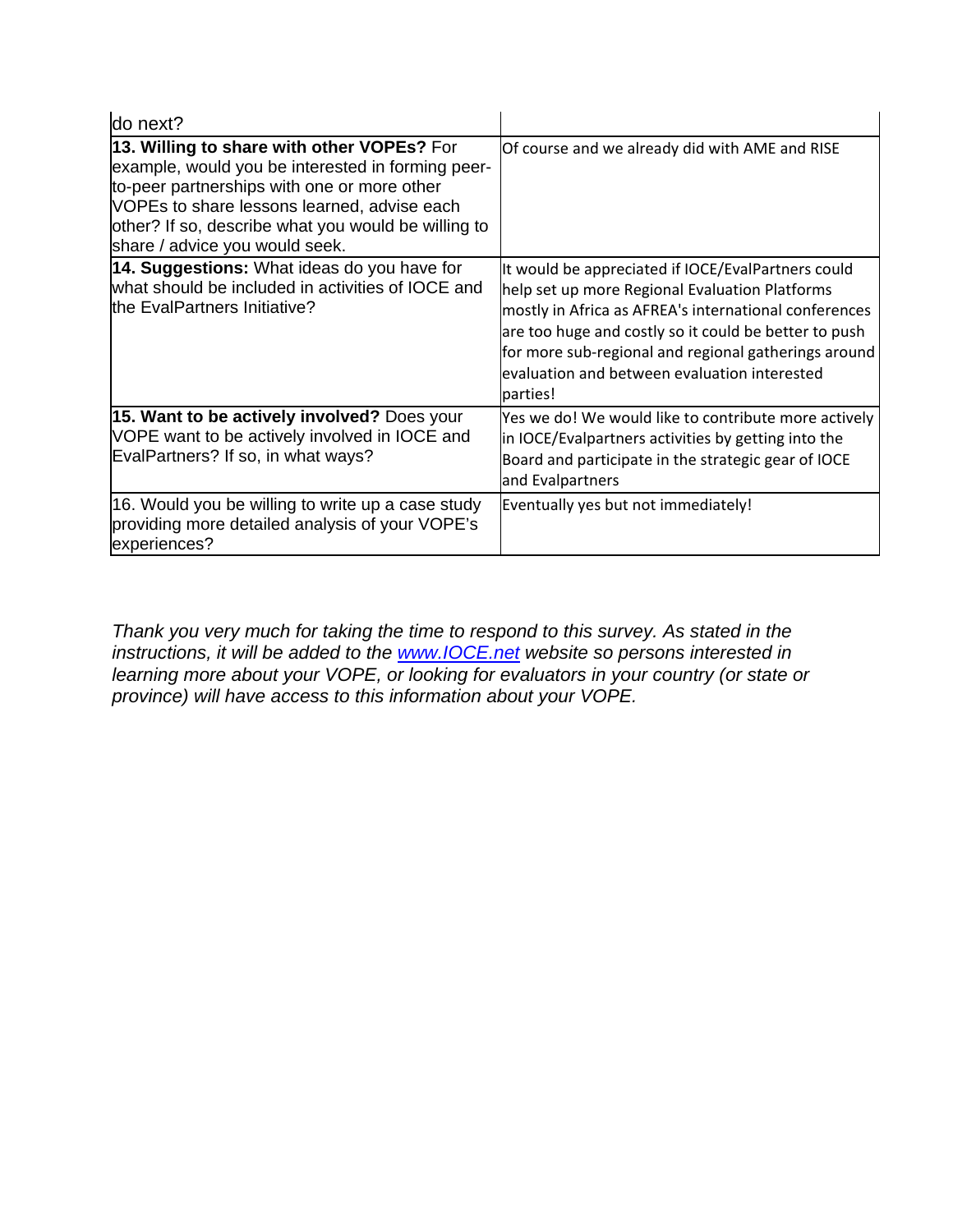| | |
|---|---|
| do next? | |
| **13. Willing to share with other VOPEs?** For example, would you be interested in forming peer-to-peer partnerships with one or more other VOPEs to share lessons learned, advise each other? If so, describe what you would be willing to share / advice you would seek. | Of course and we already did with AME and RISE |
| **14. Suggestions:** What ideas do you have for what should be included in activities of IOCE and the EvalPartners Initiative? | It would be appreciated if IOCE/EvalPartners could help set up more Regional Evaluation Platforms mostly in Africa as AFREA's international conferences are too huge and costly so it could be better to push for more sub-regional and regional gatherings around evaluation and between evaluation interested parties! |
| **15. Want to be actively involved?** Does your VOPE want to be actively involved in IOCE and EvalPartners? If so, in what ways? | Yes we do! We would like to contribute more actively in IOCE/Evalpartners activities by getting into the Board and participate in the strategic gear of IOCE and Evalpartners |
| 16. Would you be willing to write up a case study providing more detailed analysis of your VOPE's experiences? | Eventually yes but not immediately! |

*Thank you very much for taking the time to respond to this survey. As stated in the instructions, it will be added to the [www.IOCE.net](http://www.IOCE.net) website so persons interested in learning more about your VOPE, or looking for evaluators in your country (or state or province) will have access to this information about your VOPE.*